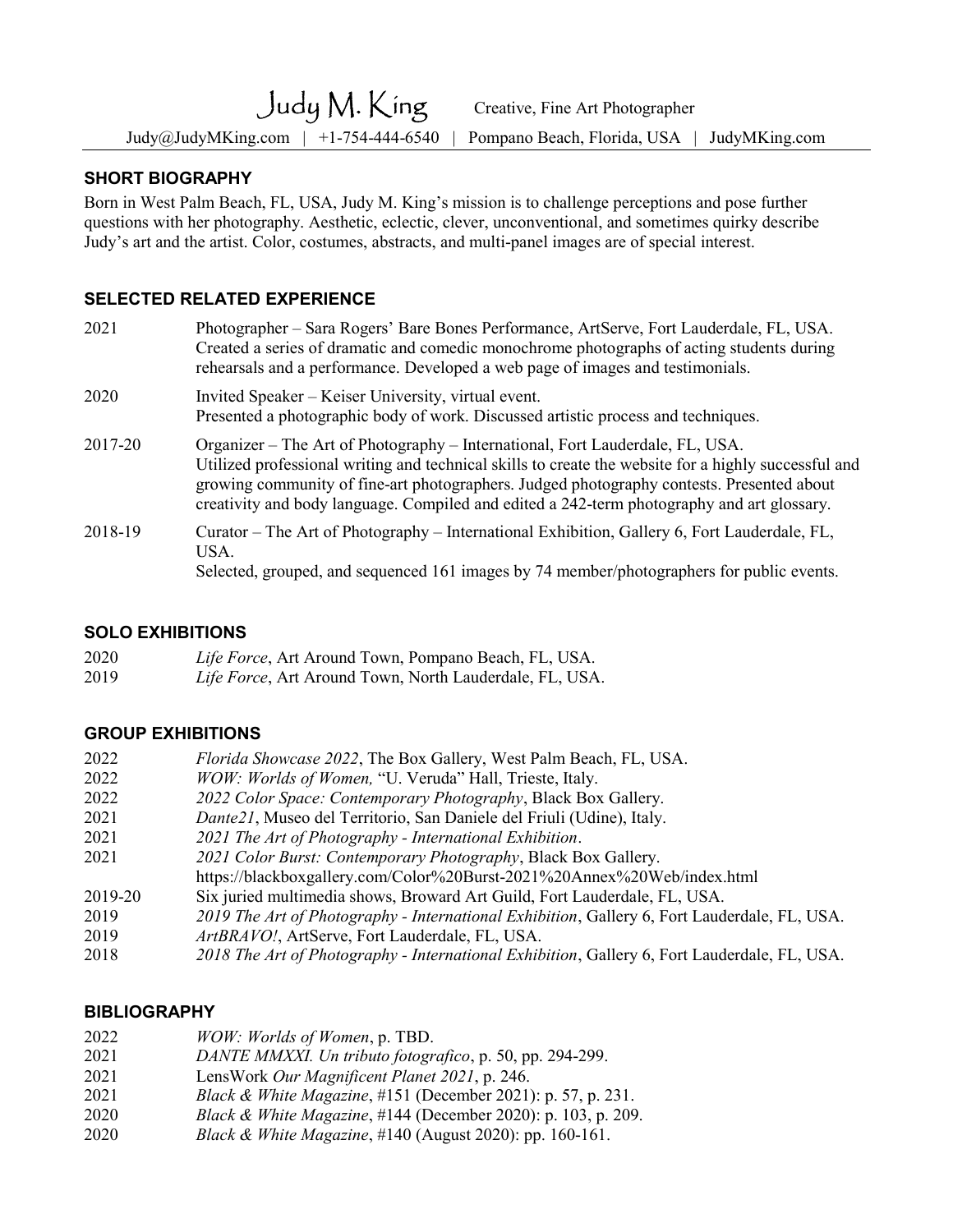# Judy M. King  Creative, Fine Art Photographer

Judy@JudyMKing.com | +1-754-444-6540 | Pompano Beach, Florida, USA | JudyMKing.com

## SHORT BIOGRAPHY

Born in West Palm Beach, FL, USA, Judy M. King's mission is to challenge perceptions and pose further questions with her photography. Aesthetic, eclectic, clever, unconventional, and sometimes quirky describe Judy's art and the artist. Color, costumes, abstracts, and multi-panel images are of special interest.

## SELECTED RELATED EXPERIENCE

2021 Photographer – Sara Rogers' Bare Bones Performance, ArtServe, Fort Lauderdale, FL, USA.
Created a series of dramatic and comedic monochrome photographs of acting students during rehearsals and a performance. Developed a web page of images and testimonials.

2020 Invited Speaker – Keiser University, virtual event.
Presented a photographic body of work. Discussed artistic process and techniques.

2017-20 Organizer – The Art of Photography – International, Fort Lauderdale, FL, USA.
Utilized professional writing and technical skills to create the website for a highly successful and growing community of fine-art photographers. Judged photography contests. Presented about creativity and body language. Compiled and edited a 242-term photography and art glossary.

2018-19 Curator – The Art of Photography – International Exhibition, Gallery 6, Fort Lauderdale, FL, USA.
Selected, grouped, and sequenced 161 images by 74 member/photographers for public events.

## SOLO EXHIBITIONS

2020 *Life Force*, Art Around Town, Pompano Beach, FL, USA.
2019 *Life Force*, Art Around Town, North Lauderdale, FL, USA.

## GROUP EXHIBITIONS

2022 *Florida Showcase 2022*, The Box Gallery, West Palm Beach, FL, USA.
2022 *WOW: Worlds of Women,* "U. Veruda" Hall, Trieste, Italy.
2022 *2022 Color Space: Contemporary Photography*, Black Box Gallery.
2021 *Dante21*, Museo del Territorio, San Daniele del Friuli (Udine), Italy.
2021 *2021 The Art of Photography - International Exhibition*.
2021 *2021 Color Burst: Contemporary Photography*, Black Box Gallery.
https://blackboxgallery.com/Color%20Burst-2021%20Annex%20Web/index.html
2019-20 Six juried multimedia shows, Broward Art Guild, Fort Lauderdale, FL, USA.
2019 *2019 The Art of Photography - International Exhibition*, Gallery 6, Fort Lauderdale, FL, USA.
2019 *ArtBRAVO!*, ArtServe, Fort Lauderdale, FL, USA.
2018 *2018 The Art of Photography - International Exhibition*, Gallery 6, Fort Lauderdale, FL, USA.

## BIBLIOGRAPHY

2022 *WOW: Worlds of Women*, p. TBD.
2021 *DANTE MMXXI. Un tributo fotografico*, p. 50, pp. 294-299.
2021 LensWork *Our Magnificent Planet 2021*, p. 246.
2021 *Black & White Magazine*, #151 (December 2021): p. 57, p. 231.
2020 *Black & White Magazine*, #144 (December 2020): p. 103, p. 209.
2020 *Black & White Magazine*, #140 (August 2020): pp. 160-161.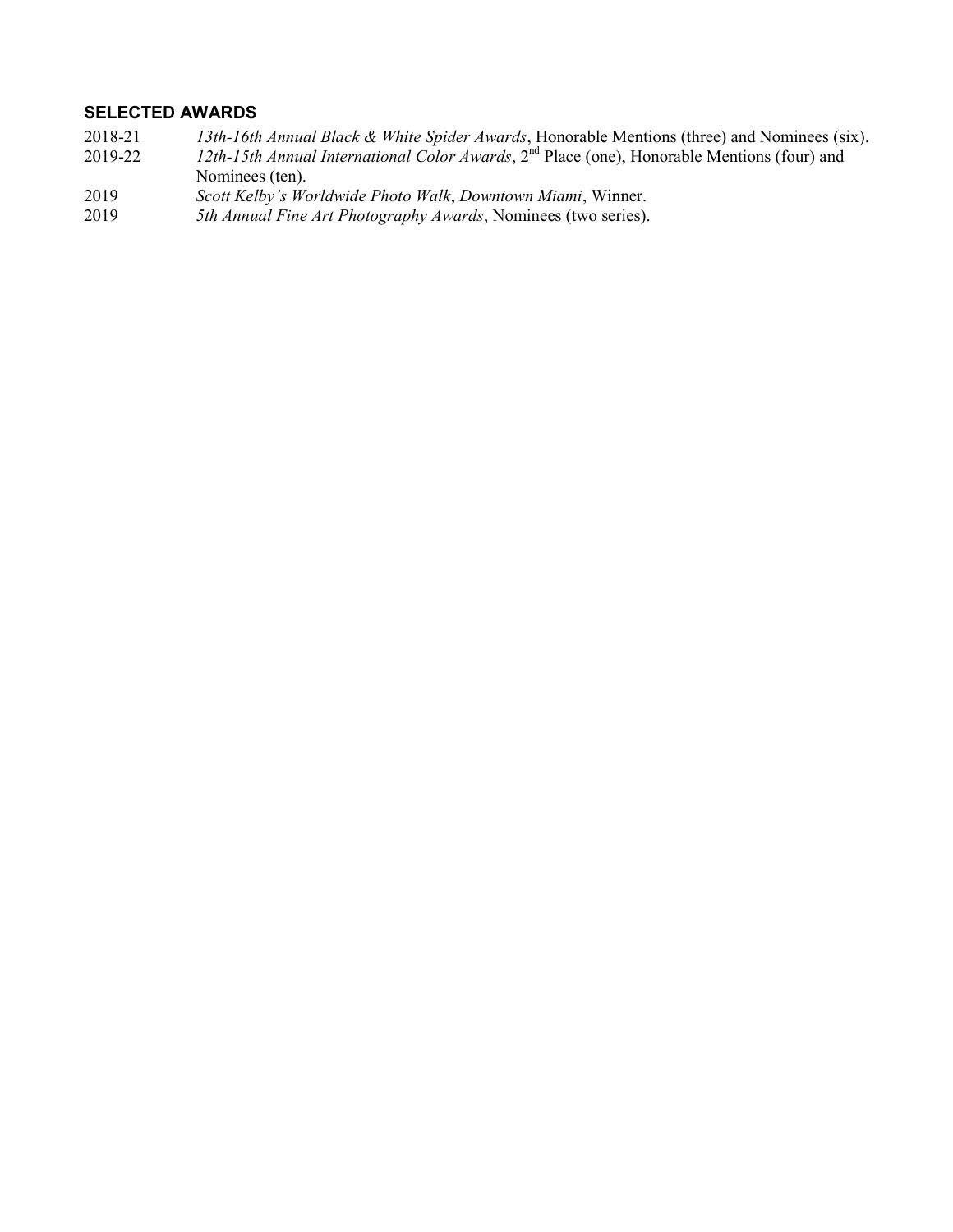## SELECTED AWARDS

2018-21 *13th-16th Annual Black & White Spider Awards*, Honorable Mentions (three) and Nominees (six).

2019-22 *12th-15th Annual International Color Awards*, 2nd Place (one), Honorable Mentions (four) and Nominees (ten).

2019 *Scott Kelby's Worldwide Photo Walk*, *Downtown Miami*, Winner.

2019 *5th Annual Fine Art Photography Awards*, Nominees (two series).